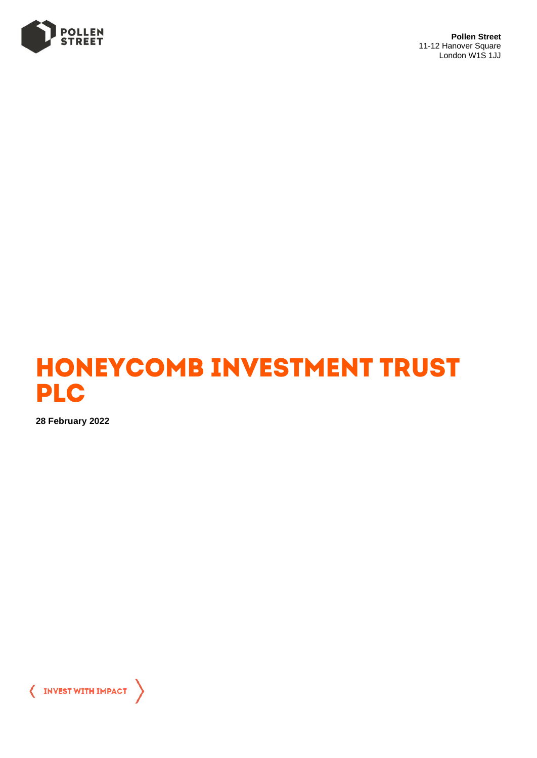**Pollen Street**
11-12 Hanover Square
London W1S 1JJ

# HONEYCOMB INVESTMENT TRUST PLC

**28 February 2022**

INVEST WITH IMPACT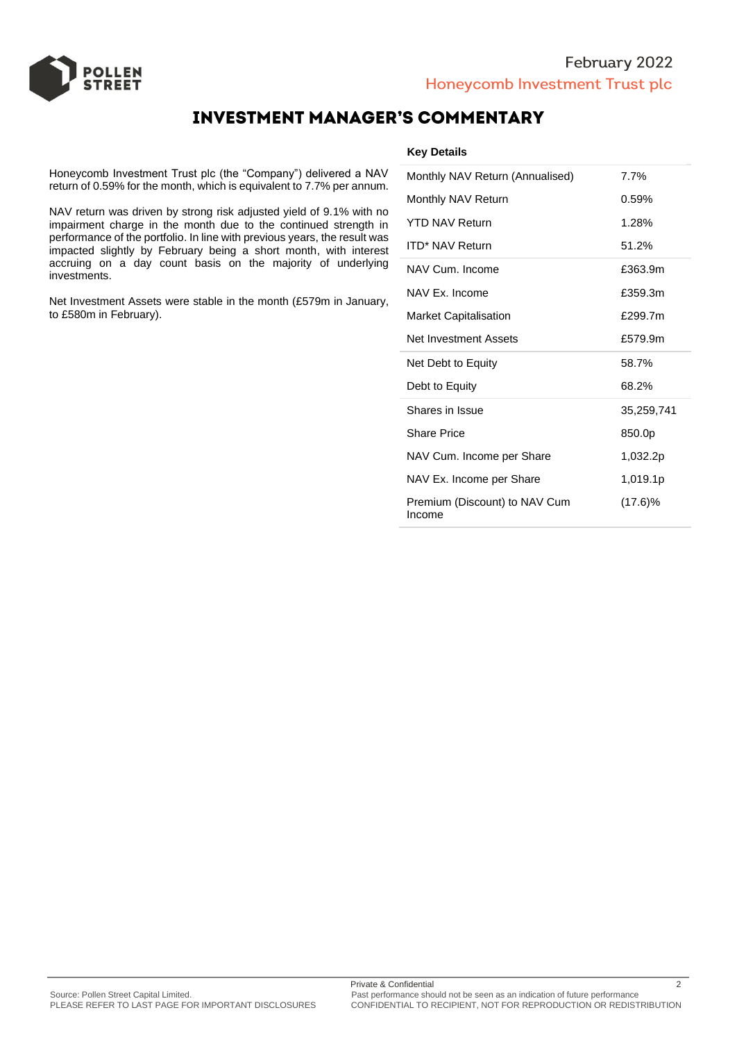# INVESTMENT MANAGER'S COMMENTARY

Honeycomb Investment Trust plc (the "Company") delivered a NAV return of 0.59% for the month, which is equivalent to 7.7% per annum.

NAV return was driven by strong risk adjusted yield of 9.1% with no impairment charge in the month due to the continued strength in performance of the portfolio. In line with previous years, the result was impacted slightly by February being a short month, with interest accruing on a day count basis on the majority of underlying investments.

Net Investment Assets were stable in the month (£579m in January, to £580m in February).

**Key Details**

| | |
|---|---|
| Monthly NAV Return (Annualised) | 7.7% |
| Monthly NAV Return | 0.59% |
| YTD NAV Return | 1.28% |
| ITD* NAV Return | 51.2% |
| NAV Cum. Income | £363.9m |
| NAV Ex. Income | £359.3m |
| Market Capitalisation | £299.7m |
| Net Investment Assets | £579.9m |
| Net Debt to Equity | 58.7% |
| Debt to Equity | 68.2% |
| Shares in Issue | 35,259,741 |
| Share Price | 850.0p |
| NAV Cum. Income per Share | 1,032.2p |
| NAV Ex. Income per Share | 1,019.1p |
| Premium (Discount) to NAV Cum Income | (17.6)% |

Source: Pollen Street Capital Limited.
PLEASE REFER TO LAST PAGE FOR IMPORTANT DISCLOSURES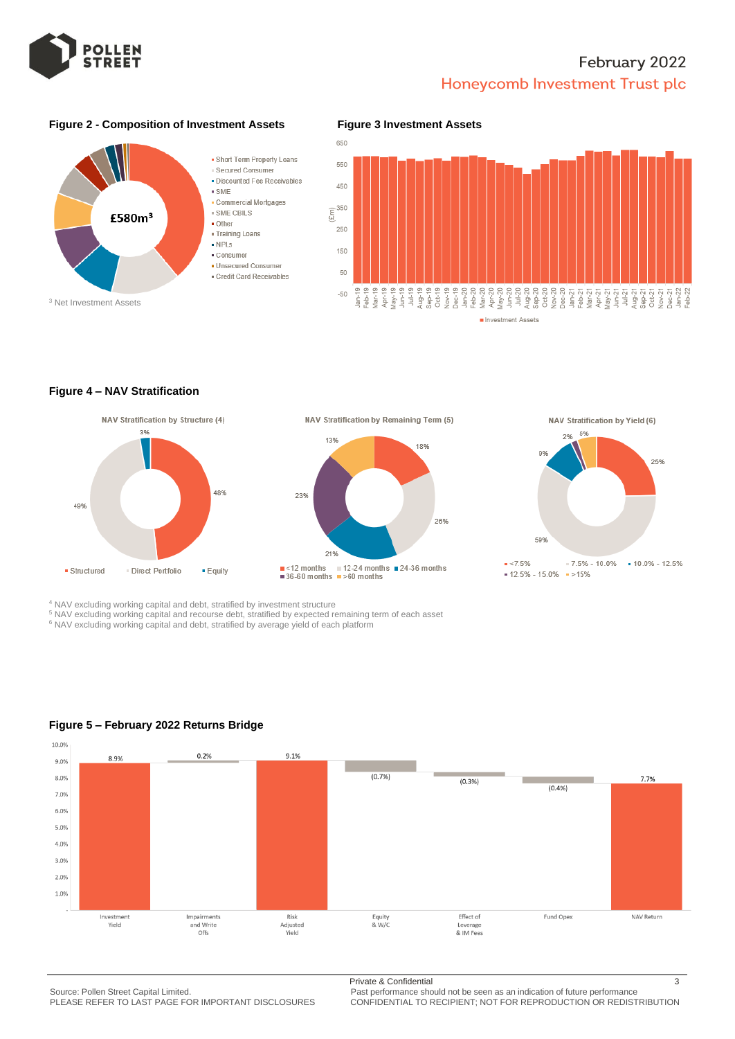# February 2022
## Honeycomb Investment Trust plc

### Figure 2 - Composition of Investment Assets

£580m[3]

- Short Term Property Loans
- Secured Consumer
- Discounted Fee Receivables
- SME
- Commercial Mortgages
- SME CBILS
- Other
- Training Loans
- NPLs
- Consumer
- Unsecured Consumer
- Credit Card Receivables

[3] Net Investment Assets

### Figure 3 Investment Assets

(£m)

Investment Assets

### Figure 4 – NAV Stratification

**NAV Stratification by Structure (4)**

| Structure | % |
|---|---|
| Structured | 48% |
| Direct Portfolio | 49% |
| Equity | 3% |

**NAV Stratification by Remaining Term (5)**

| Remaining Term | % |
|---|---|
| <12 months | 18% |
| 12-24 months | 26% |
| 24-36 months | 21% |
| 36-60 months | 23% |
| >60 months | 13% |

**NAV Stratification by Yield (6)**

| Yield | % |
|---|---|
| <7.5% | 25% |
| 7.5% - 10.0% | 59% |
| 10.0% - 12.5% | 9% |
| 12.5% - 15.0% | 2% |
| >15% | 5% |

[4] NAV excluding working capital and debt, stratified by investment structure
[5] NAV excluding working capital and recourse debt, stratified by expected remaining term of each asset
[6] NAV excluding working capital and debt, stratified by average yield of each platform

### Figure 5 – February 2022 Returns Bridge

| Component | Value |
|---|---|
| Investment Yield | 8.9% |
| Impairments and Write Offs | 0.2% |
| Risk Adjusted Yield | 9.1% |
| Equity & W/C | (0.7%) |
| Effect of Leverage & IM Fees | (0.3%) |
| Fund Opex | (0.4%) |
| NAV Return | 7.7% |

Source: Pollen Street Capital Limited.
PLEASE REFER TO LAST PAGE FOR IMPORTANT DISCLOSURES

Private & Confidential
Past performance should not be seen as an indication of future performance
CONFIDENTIAL TO RECIPIENT; NOT FOR REPRODUCTION OR REDISTRIBUTION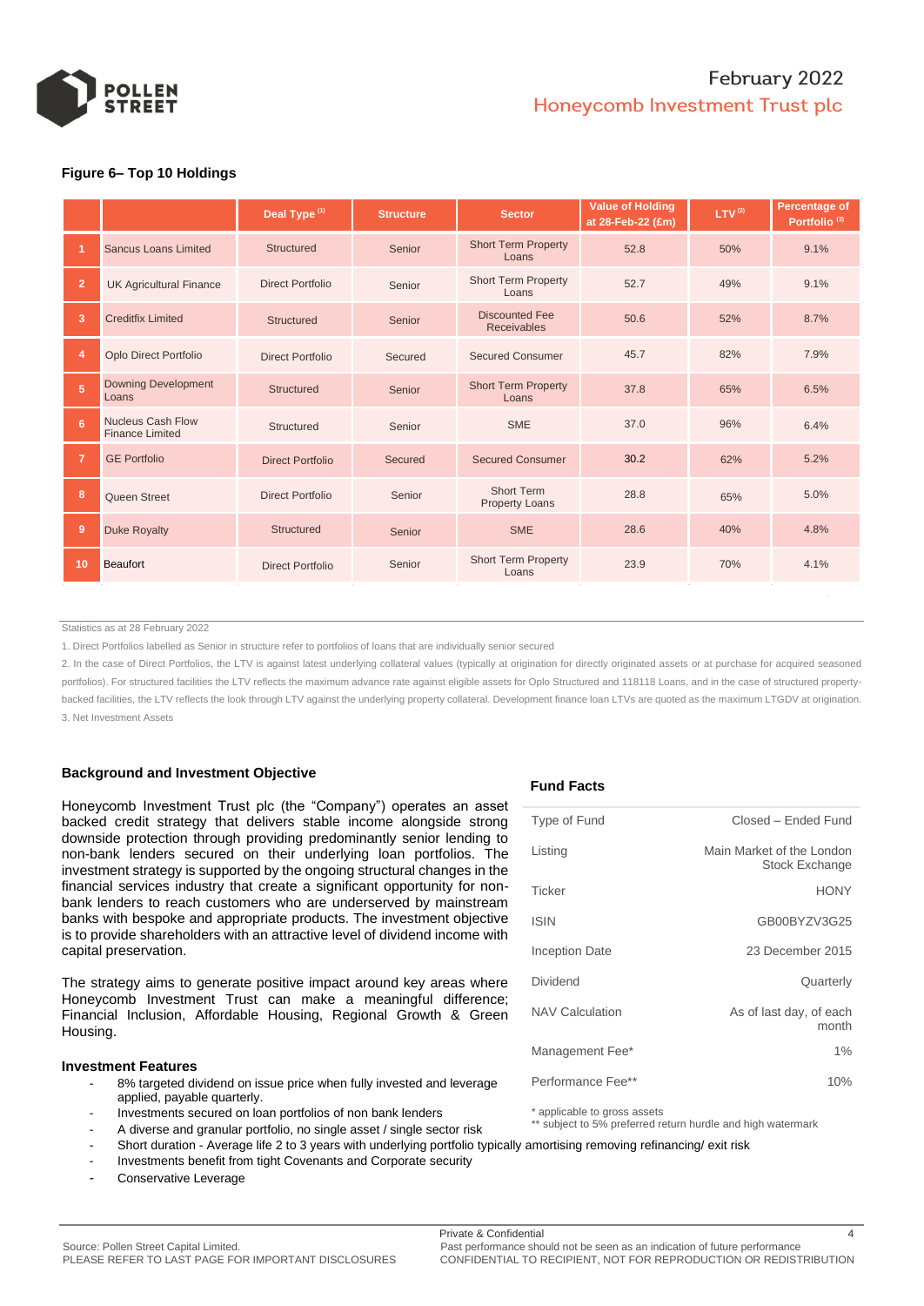### Figure 6– Top 10 Holdings

| | | Deal Type [1] | Structure | Sector | Value of Holding at 28-Feb-22 (£m) | LTV [2] | Percentage of Portfolio [3] |
|---|---|---|---|---|---|---|---|
| 1 | Sancus Loans Limited | Structured | Senior | Short Term Property Loans | 52.8 | 50% | 9.1% |
| 2 | UK Agricultural Finance | Direct Portfolio | Senior | Short Term Property Loans | 52.7 | 49% | 9.1% |
| 3 | Creditfix Limited | Structured | Senior | Discounted Fee Receivables | 50.6 | 52% | 8.7% |
| 4 | Oplo Direct Portfolio | Direct Portfolio | Secured | Secured Consumer | 45.7 | 82% | 7.9% |
| 5 | Downing Development Loans | Structured | Senior | Short Term Property Loans | 37.8 | 65% | 6.5% |
| 6 | Nucleus Cash Flow Finance Limited | Structured | Senior | SME | 37.0 | 96% | 6.4% |
| 7 | GE Portfolio | Direct Portfolio | Secured | Secured Consumer | 30.2 | 62% | 5.2% |
| 8 | Queen Street | Direct Portfolio | Senior | Short Term Property Loans | 28.8 | 65% | 5.0% |
| 9 | Duke Royalty | Structured | Senior | SME | 28.6 | 40% | 4.8% |
| 10 | Beaufort | Direct Portfolio | Senior | Short Term Property Loans | 23.9 | 70% | 4.1% |

Statistics as at 28 February 2022

1. Direct Portfolios labelled as Senior in structure refer to portfolios of loans that are individually senior secured
2. In the case of Direct Portfolios, the LTV is against latest underlying collateral values (typically at origination for directly originated assets or at purchase for acquired seasoned portfolios). For structured facilities the LTV reflects the maximum advance rate against eligible assets for Oplo Structured and 118118 Loans, and in the case of structured property-backed facilities, the LTV reflects the look through LTV against the underlying property collateral. Development finance loan LTVs are quoted as the maximum LTGDV at origination.
3. Net Investment Assets

### Background and Investment Objective

Honeycomb Investment Trust plc (the "Company") operates an asset backed credit strategy that delivers stable income alongside strong downside protection through providing predominantly senior lending to non-bank lenders secured on their underlying loan portfolios. The investment strategy is supported by the ongoing structural changes in the financial services industry that create a significant opportunity for non-bank lenders to reach customers who are underserved by mainstream banks with bespoke and appropriate products. The investment objective is to provide shareholders with an attractive level of dividend income with capital preservation.

The strategy aims to generate positive impact around key areas where Honeycomb Investment Trust can make a meaningful difference; Financial Inclusion, Affordable Housing, Regional Growth & Green Housing.

### Investment Features

- 8% targeted dividend on issue price when fully invested and leverage applied, payable quarterly.
- Investments secured on loan portfolios of non bank lenders
- A diverse and granular portfolio, no single asset / single sector risk
- Short duration - Average life 2 to 3 years with underlying portfolio typically amortising removing refinancing/ exit risk
- Investments benefit from tight Covenants and Corporate security
- Conservative Leverage

### Fund Facts

| | |
|---|---|
| Type of Fund | Closed – Ended Fund |
| Listing | Main Market of the London Stock Exchange |
| Ticker | HONY |
| ISIN | GB00BYZV3G25 |
| Inception Date | 23 December 2015 |
| Dividend | Quarterly |
| NAV Calculation | As of last day, of each month |
| Management Fee* | 1% |
| Performance Fee** | 10% |

\* applicable to gross assets
\*\* subject to 5% preferred return hurdle and high watermark

Source: Pollen Street Capital Limited.
PLEASE REFER TO LAST PAGE FOR IMPORTANT DISCLOSURES

Private & Confidential
Past performance should not be seen as an indication of future performance
CONFIDENTIAL TO RECIPIENT, NOT FOR REPRODUCTION OR REDISTRIBUTION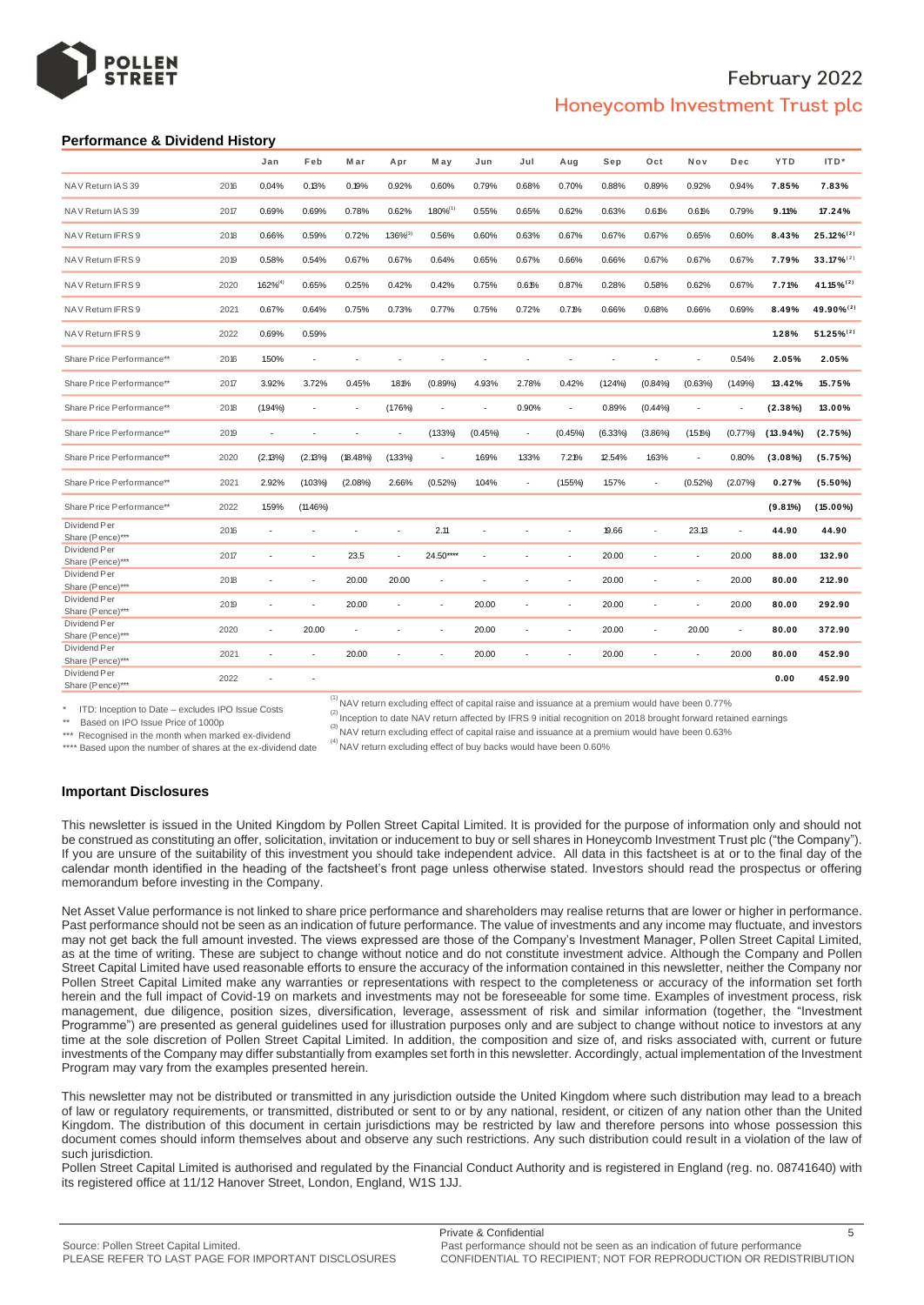## Performance & Dividend History

| | | Jan | Feb | Mar | Apr | May | Jun | Jul | Aug | Sep | Oct | Nov | Dec | YTD | ITD* |
|---|---|---|---|---|---|---|---|---|---|---|---|---|---|---|---|
| NAV Return IAS 39 | 2016 | 0.04% | 0.13% | 0.19% | 0.92% | 0.60% | 0.79% | 0.68% | 0.70% | 0.88% | 0.89% | 0.92% | 0.94% | **7.85%** | **7.83%** |
| NAV Return IAS 39 | 2017 | 0.69% | 0.69% | 0.78% | 0.62% | 1.80%[1] | 0.55% | 0.65% | 0.62% | 0.63% | 0.61% | 0.61% | 0.79% | **9.11%** | **17.24%** |
| NAV Return IFRS 9 | 2018 | 0.66% | 0.59% | 0.72% | 1.36%[3] | 0.56% | 0.60% | 0.63% | 0.67% | 0.67% | 0.67% | 0.65% | 0.60% | **8.43%** | **25.12%[2]** |
| NAV Return IFRS 9 | 2019 | 0.58% | 0.54% | 0.67% | 0.67% | 0.64% | 0.65% | 0.67% | 0.66% | 0.66% | 0.67% | 0.67% | 0.67% | **7.79%** | **33.17%[2]** |
| NAV Return IFRS 9 | 2020 | 1.62%[4] | 0.65% | 0.25% | 0.42% | 0.42% | 0.75% | 0.61% | 0.87% | 0.28% | 0.58% | 0.62% | 0.67% | **7.71%** | **41.15%[2]** |
| NAV Return IFRS 9 | 2021 | 0.67% | 0.64% | 0.75% | 0.73% | 0.77% | 0.75% | 0.72% | 0.71% | 0.66% | 0.68% | 0.66% | 0.69% | **8.49%** | **49.90%[2]** |
| NAV Return IFRS 9 | 2022 | 0.69% | 0.59% | | | | | | | | | | | **1.28%** | **51.25%[2]** |
| Share Price Performance** | 2016 | 1.50% | - | - | - | - | - | - | - | - | - | - | 0.54% | **2.05%** | **2.05%** |
| Share Price Performance** | 2017 | 3.92% | 3.72% | 0.45% | 1.81% | (0.89%) | 4.93% | 2.78% | 0.42% | (1.24%) | (0.84%) | (0.63%) | (1.49%) | **13.42%** | **15.75%** |
| Share Price Performance** | 2018 | (1.94%) | - | - | (1.76%) | - | - | 0.90% | - | 0.89% | (0.44%) | - | - | **(2.38%)** | **13.00%** |
| Share Price Performance** | 2019 | - | - | - | - | (1.33%) | (0.45%) | - | (0.45%) | (6.33%) | (3.86%) | (1.51%) | (0.77%) | **(13.94%)** | **(2.75%)** |
| Share Price Performance** | 2020 | (2.13%) | (2.13%) | (18.48%) | (1.33%) | - | 1.69% | 1.33% | 7.21% | 12.54% | 1.63% | - | 0.80% | **(3.08%)** | **(5.75%)** |
| Share Price Performance** | 2021 | 2.92% | (1.03%) | (2.08%) | 2.66% | (0.52%) | 1.04% | - | (1.55%) | 1.57% | - | (0.52%) | (2.07%) | **0.27%** | **(5.50%)** |
| Share Price Performance** | 2022 | 1.59% | (11.46%) | | | | | | | | | | | **(9.81%)** | **(15.00%)** |
| Dividend Per Share (Pence)*** | 2016 | - | - | - | - | 2.11 | - | - | - | 19.66 | - | 23.13 | - | **44.90** | **44.90** |
| Dividend Per Share (Pence)*** | 2017 | - | - | 23.5 | - | 24.50**** | - | - | - | 20.00 | - | - | 20.00 | **88.00** | **132.90** |
| Dividend Per Share (Pence)*** | 2018 | - | - | 20.00 | 20.00 | - | - | - | - | 20.00 | - | - | 20.00 | **80.00** | **212.90** |
| Dividend Per Share (Pence)*** | 2019 | - | - | 20.00 | - | - | 20.00 | - | - | 20.00 | - | - | 20.00 | **80.00** | **292.90** |
| Dividend Per Share (Pence)*** | 2020 | - | 20.00 | - | - | - | 20.00 | - | - | 20.00 | - | 20.00 | - | **80.00** | **372.90** |
| Dividend Per Share (Pence)*** | 2021 | - | - | 20.00 | - | - | 20.00 | - | - | 20.00 | - | - | 20.00 | **80.00** | **452.90** |
| Dividend Per Share (Pence)*** | 2022 | - | - | | | | | | | | | | | **0.00** | **452.90** |

\* ITD: Inception to Date – excludes IPO Issue Costs

** Based on IPO Issue Price of 1000p

*** Recognised in the month when marked ex-dividend

**** Based upon the number of shares at the ex-dividend date

(1) NAV return excluding effect of capital raise and issuance at a premium would have been 0.77%

(2) Inception to date NAV return affected by IFRS 9 initial recognition on 2018 brought forward retained earnings

(3) NAV return excluding effect of capital raise and issuance at a premium would have been 0.63%

(4) NAV return excluding effect of buy backs would have been 0.60%

## Important Disclosures

This newsletter is issued in the United Kingdom by Pollen Street Capital Limited. It is provided for the purpose of information only and should not be construed as constituting an offer, solicitation, invitation or inducement to buy or sell shares in Honeycomb Investment Trust plc ("the Company"). If you are unsure of the suitability of this investment you should take independent advice. All data in this factsheet is at or to the final day of the calendar month identified in the heading of the factsheet's front page unless otherwise stated. Investors should read the prospectus or offering memorandum before investing in the Company.

Net Asset Value performance is not linked to share price performance and shareholders may realise returns that are lower or higher in performance. Past performance should not be seen as an indication of future performance. The value of investments and any income may fluctuate, and investors may not get back the full amount invested. The views expressed are those of the Company's Investment Manager, Pollen Street Capital Limited, as at the time of writing. These are subject to change without notice and do not constitute investment advice. Although the Company and Pollen Street Capital Limited have used reasonable efforts to ensure the accuracy of the information contained in this newsletter, neither the Company nor Pollen Street Capital Limited make any warranties or representations with respect to the completeness or accuracy of the information set forth herein and the full impact of Covid-19 on markets and investments may not be foreseeable for some time. Examples of investment process, risk management, due diligence, position sizes, diversification, leverage, assessment of risk and similar information (together, the "Investment Programme") are presented as general guidelines used for illustration purposes only and are subject to change without notice to investors at any time at the sole discretion of Pollen Street Capital Limited. In addition, the composition and size of, and risks associated with, current or future investments of the Company may differ substantially from examples set forth in this newsletter. Accordingly, actual implementation of the Investment Program may vary from the examples presented herein.

This newsletter may not be distributed or transmitted in any jurisdiction outside the United Kingdom where such distribution may lead to a breach of law or regulatory requirements, or transmitted, distributed or sent to or by any national, resident, or citizen of any nation other than the United Kingdom. The distribution of this document in certain jurisdictions may be restricted by law and therefore persons into whose possession this document comes should inform themselves about and observe any such restrictions. Any such distribution could result in a violation of the law of such jurisdiction.

Pollen Street Capital Limited is authorised and regulated by the Financial Conduct Authority and is registered in England (reg. no. 08741640) with its registered office at 11/12 Hanover Street, London, England, W1S 1JJ.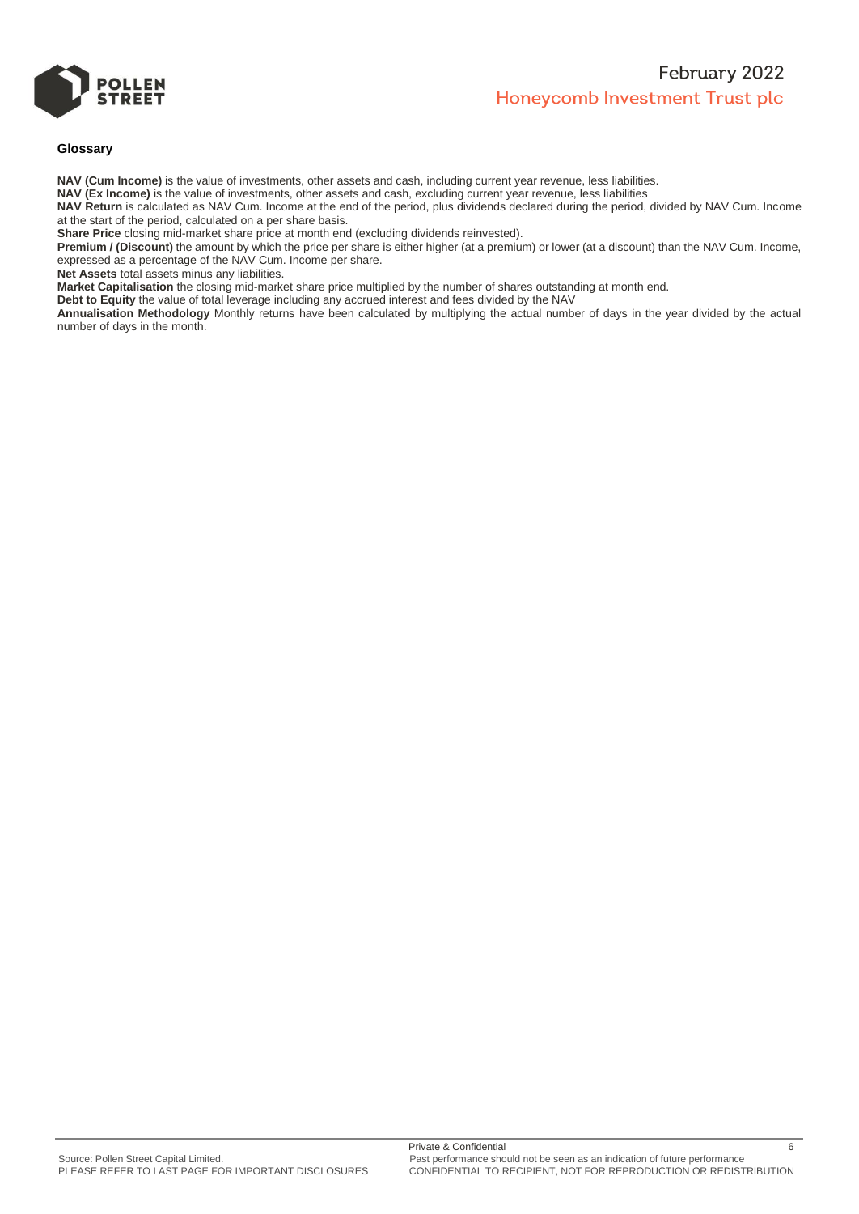## Glossary

**NAV (Cum Income)** is the value of investments, other assets and cash, including current year revenue, less liabilities.

**NAV (Ex Income)** is the value of investments, other assets and cash, excluding current year revenue, less liabilities

**NAV Return** is calculated as NAV Cum. Income at the end of the period, plus dividends declared during the period, divided by NAV Cum. Income at the start of the period, calculated on a per share basis.

**Share Price** closing mid-market share price at month end (excluding dividends reinvested).

**Premium / (Discount)** the amount by which the price per share is either higher (at a premium) or lower (at a discount) than the NAV Cum. Income, expressed as a percentage of the NAV Cum. Income per share.

**Net Assets** total assets minus any liabilities.

**Market Capitalisation** the closing mid-market share price multiplied by the number of shares outstanding at month end.

**Debt to Equity** the value of total leverage including any accrued interest and fees divided by the NAV

**Annualisation Methodology** Monthly returns have been calculated by multiplying the actual number of days in the year divided by the actual number of days in the month.